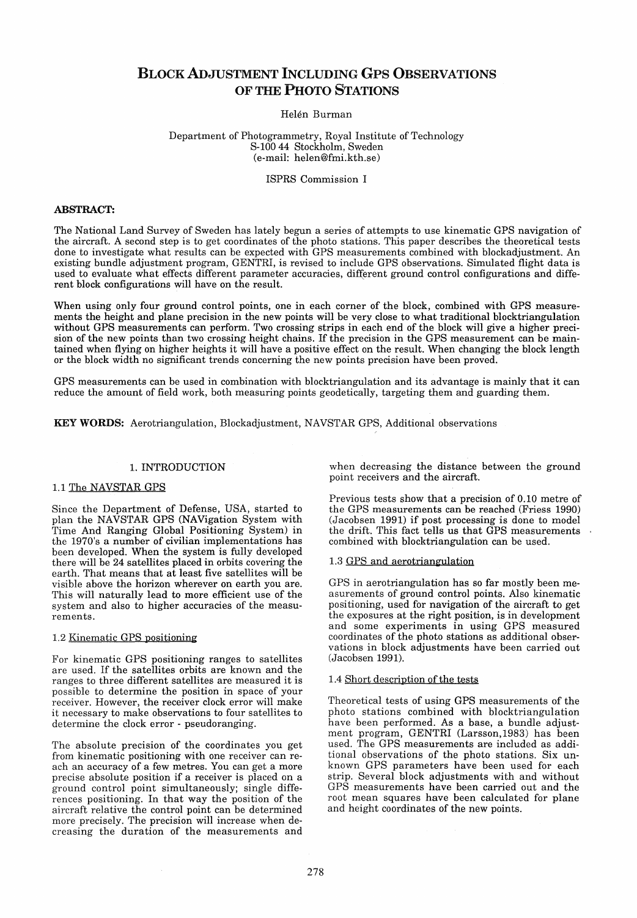# Block Adjustment Including GPS Observations of the Photo Stations

Helén Burman

Department of Photogrammetry, Royal Institute of Technology
S-100 44 Stockholm, Sweden
(e-mail: helen@fmi.kth.se)

ISPRS Commission I

## ABSTRACT:

The National Land Survey of Sweden has lately begun a series of attempts to use kinematic GPS navigation of the aircraft. A second step is to get coordinates of the photo stations. This paper describes the theoretical tests done to investigate what results can be expected with GPS measurements combined with blockadjustment. An existing bundle adjustment program, GENTRI, is revised to include GPS observations. Simulated flight data is used to evaluate what effects different parameter accuracies, different ground control configurations and different block configurations will have on the result.

When using only four ground control points, one in each corner of the block, combined with GPS measurements the height and plane precision in the new points will be very close to what traditional blocktriangulation without GPS measurements can perform. Two crossing strips in each end of the block will give a higher precision of the new points than two crossing height chains. If the precision in the GPS measurement can be maintained when flying on higher heights it will have a positive effect on the result. When changing the block length or the block width no significant trends concerning the new points precision have been proved.

GPS measurements can be used in combination with blocktriangulation and its advantage is mainly that it can reduce the amount of field work, both measuring points geodetically, targeting them and guarding them.

**KEY WORDS:** Aerotriangulation, Blockadjustment, NAVSTAR GPS, Additional observations

## 1. INTRODUCTION

### 1.1 The NAVSTAR GPS

Since the Department of Defense, USA, started to plan the NAVSTAR GPS (NAVigation System with Time And Ranging Global Positioning System) in the 1970's a number of civilian implementations has been developed. When the system is fully developed there will be 24 satellites placed in orbits covering the earth. That means that at least five satellites will be visible above the horizon wherever on earth you are. This will naturally lead to more efficient use of the system and also to higher accuracies of the measurements.

### 1.2 Kinematic GPS positioning

For kinematic GPS positioning ranges to satellites are used. If the satellites orbits are known and the ranges to three different satellites are measured it is possible to determine the position in space of your receiver. However, the receiver clock error will make it necessary to make observations to four satellites to determine the clock error - pseudoranging.

The absolute precision of the coordinates you get from kinematic positioning with one receiver can reach an accuracy of a few metres. You can get a more precise absolute position if a receiver is placed on a ground control point simultaneously; single differences positioning. In that way the position of the aircraft relative the control point can be determined more precisely. The precision will increase when decreasing the duration of the measurements and when decreasing the distance between the ground point receivers and the aircraft.

Previous tests show that a precision of 0.10 metre of the GPS measurements can be reached (Friess 1990) (Jacobsen 1991) if post processing is done to model the drift. This fact tells us that GPS measurements combined with blocktriangulation can be used.

### 1.3 GPS and aerotriangulation

GPS in aerotriangulation has so far mostly been measurements of ground control points. Also kinematic positioning, used for navigation of the aircraft to get the exposures at the right position, is in development and some experiments in using GPS measured coordinates of the photo stations as additional observations in block adjustments have been carried out (Jacobsen 1991).

### 1.4 Short description of the tests

Theoretical tests of using GPS measurements of the photo stations combined with blocktriangulation have been performed. As a base, a bundle adjustment program, GENTRI (Larsson,1983) has been used. The GPS measurements are included as additional observations of the photo stations. Six unknown GPS parameters have been used for each strip. Several block adjustments with and without GPS measurements have been carried out and the root mean squares have been calculated for plane and height coordinates of the new points.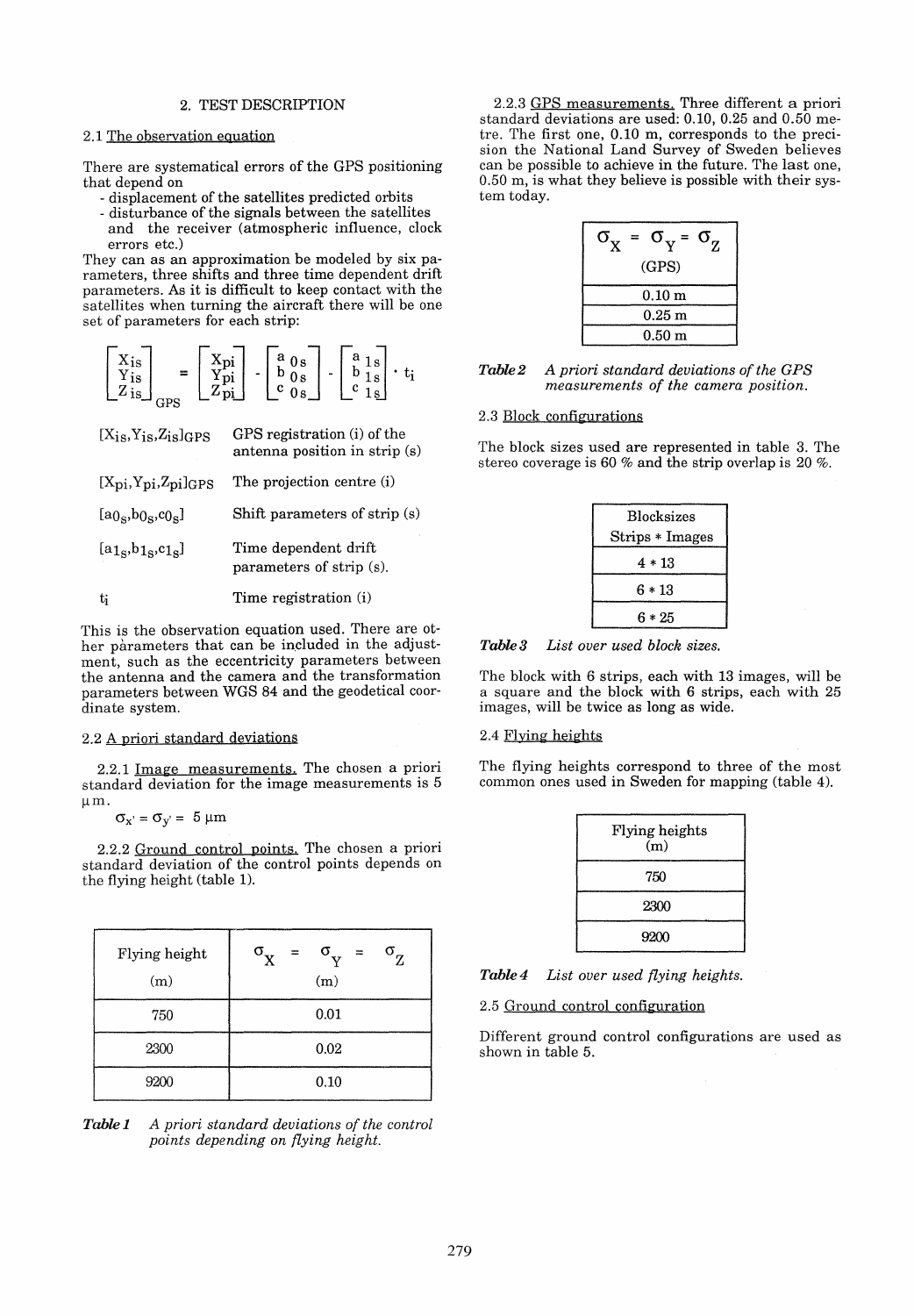## 2. TEST DESCRIPTION

### 2.1 The observation equation

There are systematical errors of the GPS positioning that depend on

- displacement of the satellites predicted orbits
- disturbance of the signals between the satellites and the receiver (atmospheric influence, clock errors etc.)

They can as an approximation be modeled by six parameters, three shifts and three time dependent drift parameters. As it is difficult to keep contact with the satellites when turning the aircraft there will be one set of parameters for each strip:

$$\begin{bmatrix} X_{is} \\ Y_{is} \\ Z_{is} \end{bmatrix}_{GPS} = \begin{bmatrix} X_{pi} \\ Y_{pi} \\ Z_{pi} \end{bmatrix} - \begin{bmatrix} a_{0s} \\ b_{0s} \\ c_{0s} \end{bmatrix} - \begin{bmatrix} a_{1s} \\ b_{1s} \\ c_{1s} \end{bmatrix} \cdot t_i$$

$[X_{is}, Y_{is}, Z_{is}]_{GPS}$ GPS registration (i) of the antenna position in strip (s)

$[X_{pi}, Y_{pi}, Z_{pi}]_{GPS}$ The projection centre (i)

$[a_{0s}, b_{0s}, c_{0s}]$ Shift parameters of strip (s)

$[a_{1s}, b_{1s}, c_{1s}]$ Time dependent drift parameters of strip (s).

$t_i$ Time registration (i)

This is the observation equation used. There are other parameters that can be included in the adjustment, such as the eccentricity parameters between the antenna and the camera and the transformation parameters between WGS 84 and the geodetical coordinate system.

### 2.2 A priori standard deviations

2.2.1 Image measurements. The chosen a priori standard deviation for the image measurements is 5 µm.

$\sigma_{x'} = \sigma_{y'} = 5\ \mu m$

2.2.2 Ground control points. The chosen a priori standard deviation of the control points depends on the flying height (table 1).

| Flying height (m) | $\sigma_X = \sigma_Y = \sigma_Z$ (m) |
|---|---|
| 750 | 0.01 |
| 2300 | 0.02 |
| 9200 | 0.10 |

***Table 1*** *A priori standard deviations of the control points depending on flying height.*

2.2.3 GPS measurements. Three different a priori standard deviations are used: 0.10, 0.25 and 0.50 metre. The first one, 0.10 m, corresponds to the precision the National Land Survey of Sweden believes can be possible to achieve in the future. The last one, 0.50 m, is what they believe is possible with their system today.

| $\sigma_X = \sigma_Y = \sigma_Z$ (GPS) |
|---|
| 0.10 m |
| 0.25 m |
| 0.50 m |

***Table 2*** *A priori standard deviations of the GPS measurements of the camera position.*

### 2.3 Block configurations

The block sizes used are represented in table 3. The stereo coverage is 60 % and the strip overlap is 20 %.

| Blocksizes Strips * Images |
|---|
| 4 * 13 |
| 6 * 13 |
| 6 * 25 |

***Table 3*** *List over used block sizes.*

The block with 6 strips, each with 13 images, will be a square and the block with 6 strips, each with 25 images, will be twice as long as wide.

### 2.4 Flying heights

The flying heights correspond to three of the most common ones used in Sweden for mapping (table 4).

| Flying heights (m) |
|---|
| 750 |
| 2300 |
| 9200 |

***Table 4*** *List over used flying heights.*

### 2.5 Ground control configuration

Different ground control configurations are used as shown in table 5.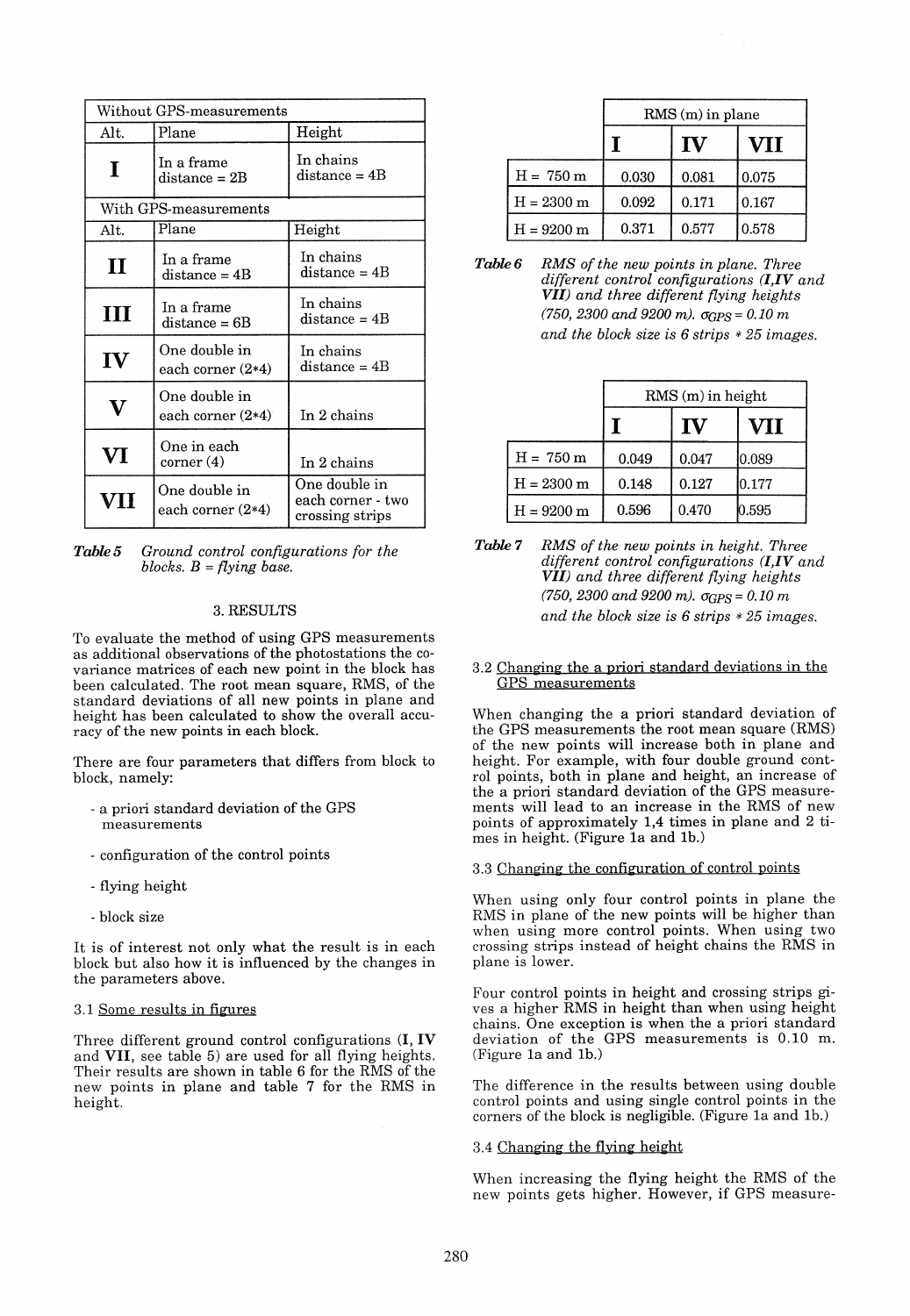| Without GPS-measurements | | |
|---|---|---|
| Alt. | Plane | Height |
| **I** | In a frame distance = 2B | In chains distance = 4B |
| With GPS-measurements | | |
| Alt. | Plane | Height |
| **II** | In a frame distance = 4B | In chains distance = 4B |
| **III** | In a frame distance = 6B | In chains distance = 4B |
| **IV** | One double in each corner (2*4) | In chains distance = 4B |
| **V** | One double in each corner (2*4) | In 2 chains |
| **VI** | One in each corner (4) | In 2 chains |
| **VII** | One double in each corner (2*4) | One double in each corner - two crossing strips |

***Table 5*** *Ground control configurations for the blocks. B = flying base.*

## 3. RESULTS

To evaluate the method of using GPS measurements as additional observations of the photostations the covariance matrices of each new point in the block has been calculated. The root mean square, RMS, of the standard deviations of all new points in plane and height has been calculated to show the overall accuracy of the new points in each block.

There are four parameters that differs from block to block, namely:

- a priori standard deviation of the GPS measurements
- configuration of the control points
- flying height
- block size

It is of interest not only what the result is in each block but also how it is influenced by the changes in the parameters above.

### 3.1 Some results in figures

Three different ground control configurations (**I**, **IV** and **VII**, see table 5) are used for all flying heights. Their results are shown in table 6 for the RMS of the new points in plane and table 7 for the RMS in height.

| | RMS (m) in plane | | |
|---|---|---|---|
| | **I** | **IV** | **VII** |
| H = 750 m | 0.030 | 0.081 | 0.075 |
| H = 2300 m | 0.092 | 0.171 | 0.167 |
| H = 9200 m | 0.371 | 0.577 | 0.578 |

***Table 6*** *RMS of the new points in plane. Three different control configurations (**I**,**IV** and **VII**) and three different flying heights (750, 2300 and 9200 m). $\sigma_{GPS} = 0.10$ m and the block size is 6 strips * 25 images.*

| | RMS (m) in height | | |
|---|---|---|---|
| | **I** | **IV** | **VII** |
| H = 750 m | 0.049 | 0.047 | 0.089 |
| H = 2300 m | 0.148 | 0.127 | 0.177 |
| H = 9200 m | 0.596 | 0.470 | 0.595 |

***Table 7*** *RMS of the new points in height. Three different control configurations (**I**,**IV** and **VII**) and three different flying heights (750, 2300 and 9200 m). $\sigma_{GPS} = 0.10$ m and the block size is 6 strips * 25 images.*

### 3.2 Changing the a priori standard deviations in the GPS measurements

When changing the a priori standard deviation of the GPS measurements the root mean square (RMS) of the new points will increase both in plane and height. For example, with four double ground control points, both in plane and height, an increase of the a priori standard deviation of the GPS measurements will lead to an increase in the RMS of new points of approximately 1,4 times in plane and 2 times in height. (Figure 1a and 1b.)

### 3.3 Changing the configuration of control points

When using only four control points in plane the RMS in plane of the new points will be higher than when using more control points. When using two crossing strips instead of height chains the RMS in plane is lower.

Four control points in height and crossing strips gives a higher RMS in height than when using height chains. One exception is when the a priori standard deviation of the GPS measurements is 0.10 m. (Figure 1a and 1b.)

The difference in the results between using double control points and using single control points in the corners of the block is negligible. (Figure 1a and 1b.)

### 3.4 Changing the flying height

When increasing the flying height the RMS of the new points gets higher. However, if GPS measure-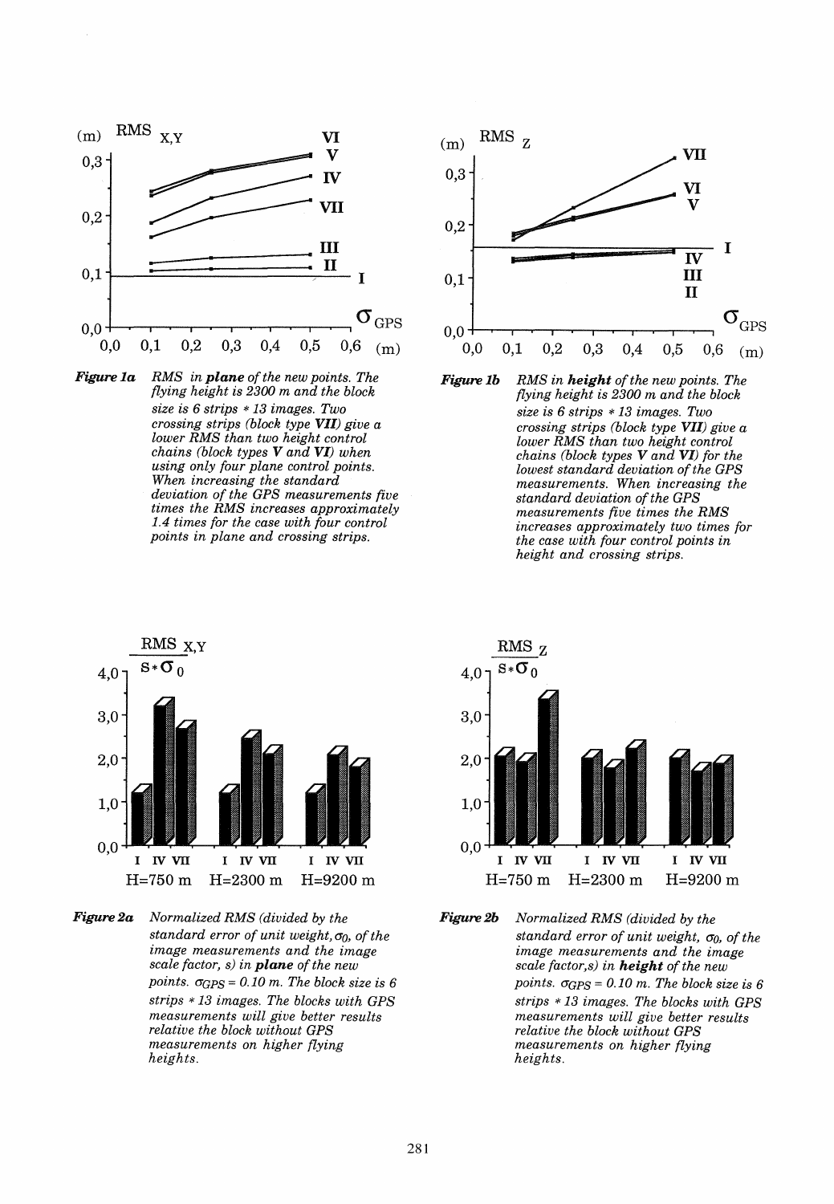***Figure 1a*** *RMS in **plane** of the new points. The flying height is 2300 m and the block size is 6 strips * 13 images. Two crossing strips (block type **VII**) give a lower RMS than two height control chains (block types **V** and **VI**) when using only four plane control points. When increasing the standard deviation of the GPS measurements five times the RMS increases approximately 1.4 times for the case with four control points in plane and crossing strips.*

***Figure 1b*** *RMS in **height** of the new points. The flying height is 2300 m and the block size is 6 strips * 13 images. Two crossing strips (block type **VII**) give a lower RMS than two height control chains (block types **V** and **VI**) for the lowest standard deviation of the GPS measurements. When increasing the standard deviation of the GPS measurements five times the RMS increases approximately two times for the case with four control points in height and crossing strips.*

***Figure 2a*** *Normalized RMS (divided by the standard error of unit weight, $\sigma_0$, of the image measurements and the image scale factor, s) in **plane** of the new points. $\sigma_{GPS} = 0.10$ m. The block size is 6 strips * 13 images. The blocks with GPS measurements will give better results relative the block without GPS measurements on higher flying heights.*

***Figure 2b*** *Normalized RMS (divided by the standard error of unit weight, $\sigma_0$, of the image measurements and the image scale factor,s) in **height** of the new points. $\sigma_{GPS} = 0.10$ m. The block size is 6 strips * 13 images. The blocks with GPS measurements will give better results relative the block without GPS measurements on higher flying heights.*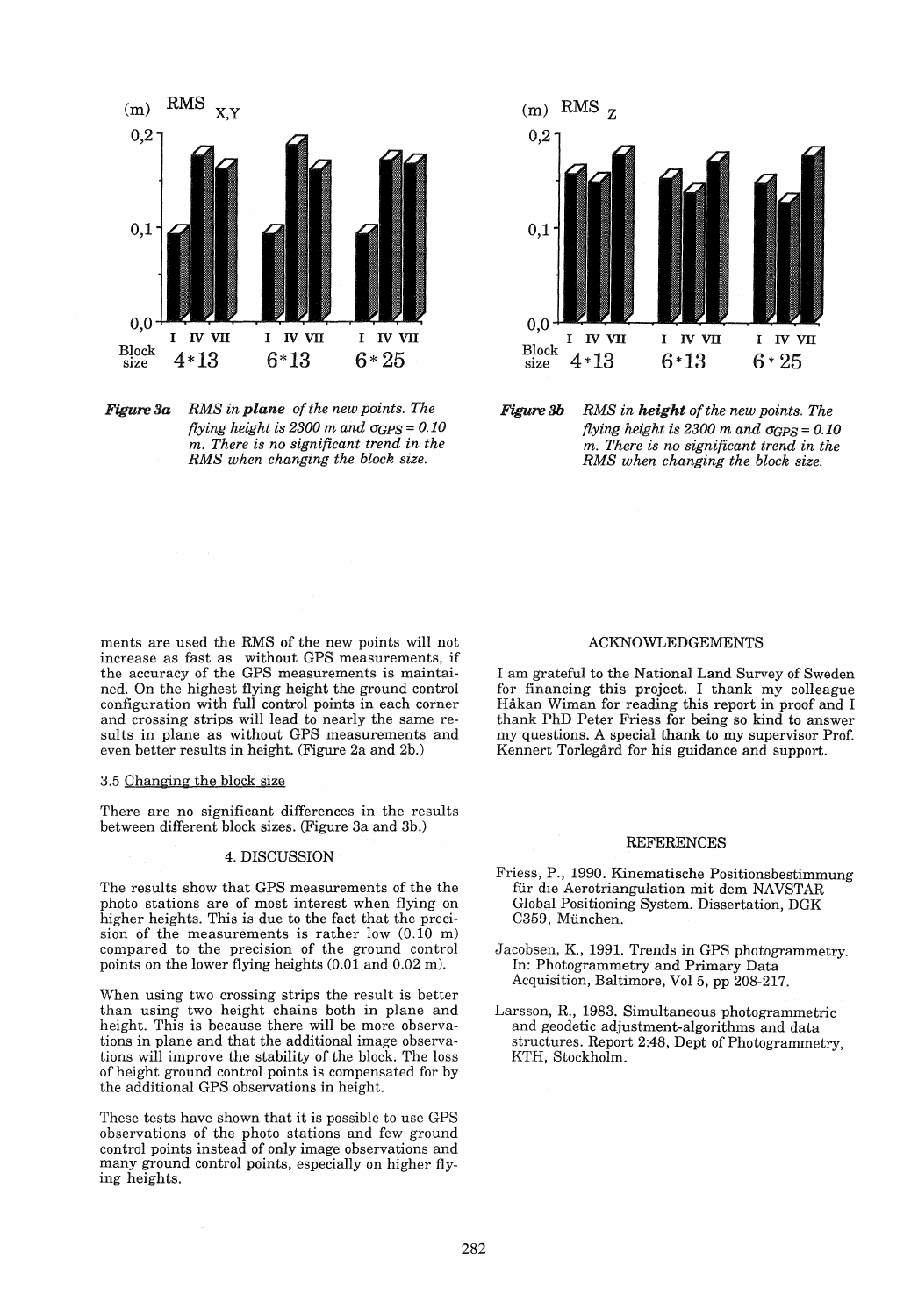(m) RMS X,Y

0,2
0,1
0,0

I IV VII I IV VII I IV VII

Block size 4*13 6*13 6*25

***Figure 3a*** *RMS in **plane** of the new points. The flying height is 2300 m and $\sigma_{GPS} = 0.10$ m. There is no significant trend in the RMS when changing the block size.*

(m) RMS Z

0,2
0,1
0,0

I IV VII I IV VII I IV VII

Block size 4*13 6*13 6*25

***Figure 3b*** *RMS in **height** of the new points. The flying height is 2300 m and $\sigma_{GPS} = 0.10$ m. There is no significant trend in the RMS when changing the block size.*

ments are used the RMS of the new points will not increase as fast as without GPS measurements, if the accuracy of the GPS measurements is maintained. On the highest flying height the ground control configuration with full control points in each corner and crossing strips will lead to nearly the same results in plane as without GPS measurements and even better results in height. (Figure 2a and 2b.)

### 3.5 Changing the block size

There are no significant differences in the results between different block sizes. (Figure 3a and 3b.)

## 4. DISCUSSION

The results show that GPS measurements of the the photo stations are of most interest when flying on higher heights. This is due to the fact that the precision of the measurements is rather low (0.10 m) compared to the precision of the ground control points on the lower flying heights (0.01 and 0.02 m).

When using two crossing strips the result is better than using two height chains both in plane and height. This is because there will be more observations in plane and that the additional image observations will improve the stability of the block. The loss of height ground control points is compensated for by the additional GPS observations in height.

These tests have shown that it is possible to use GPS observations of the photo stations and few ground control points instead of only image observations and many ground control points, especially on higher flying heights.

## ACKNOWLEDGEMENTS

I am grateful to the National Land Survey of Sweden for financing this project. I thank my colleague Håkan Wiman for reading this report in proof and I thank PhD Peter Friess for being so kind to answer my questions. A special thank to my supervisor Prof. Kennert Torlegård for his guidance and support.

## REFERENCES

Friess, P., 1990. Kinematische Positionsbestimmung für die Aerotriangulation mit dem NAVSTAR Global Positioning System. Dissertation, DGK C359, München.

Jacobsen, K., 1991. Trends in GPS photogrammetry. In: Photogrammetry and Primary Data Acquisition, Baltimore, Vol 5, pp 208-217.

Larsson, R., 1983. Simultaneous photogrammetric and geodetic adjustment-algorithms and data structures. Report 2:48, Dept of Photogrammetry, KTH, Stockholm.